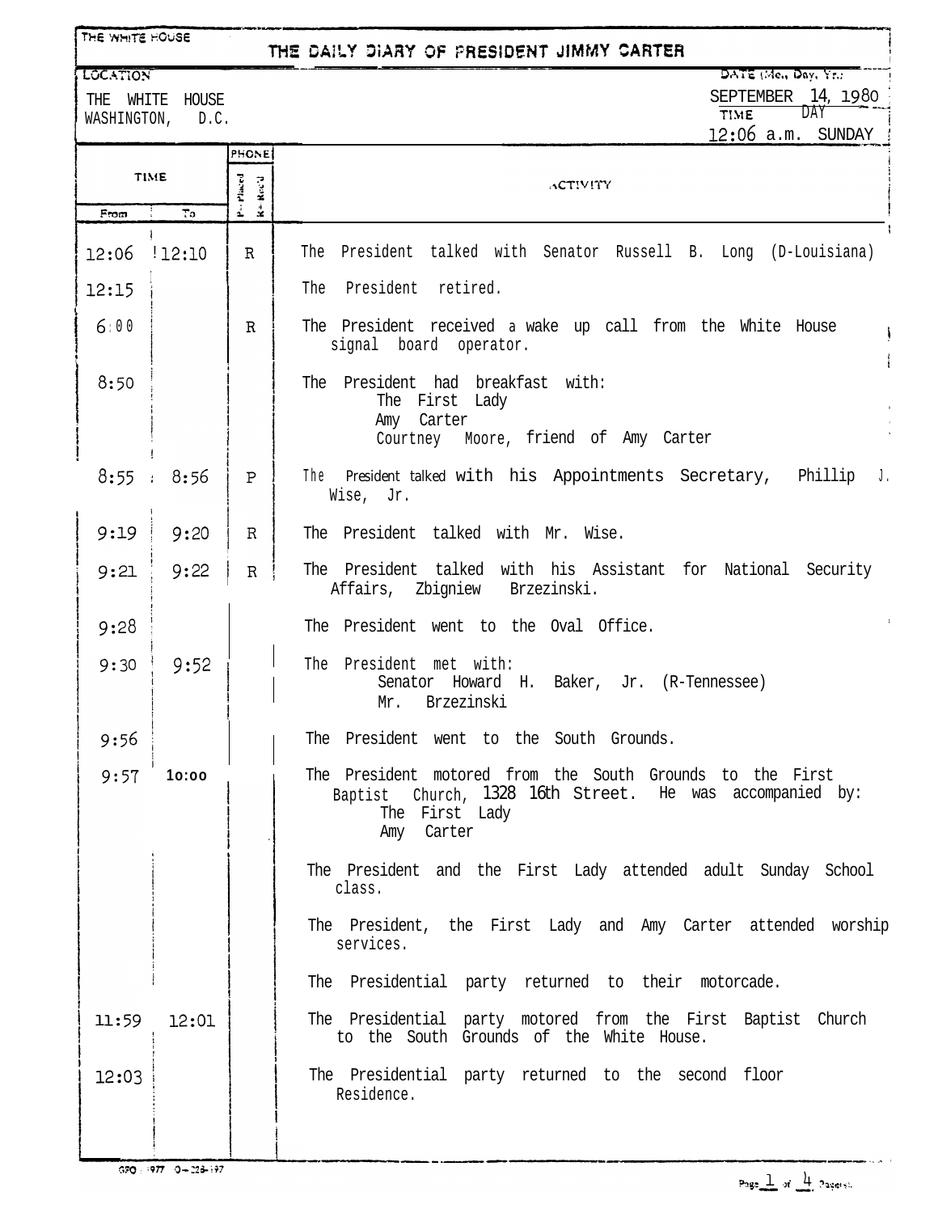THE WHITE HOUSE

# THE DAILY DIARY OF PRESIDENT JIMMY CARTER

LOCATION
THE WHITE HOUSE
WASHINGTON, D.C.

DATE (Mo., Day, Yr.)
SEPTEMBER 14, 1980
TIME DAY
12:06 a.m. SUNDAY

| TIME From | TIME To | PHONE P=Placed R=Rec'd | ACTIVITY |
|---|---|---|---|
| 12:06 | 12:10 | R | The President talked with Senator Russell B. Long (D-Louisiana) |
| 12:15 | | | The President retired. |
| 6:00 | | R | The President received a wake up call from the White House signal board operator. |
| 8:50 | | | The President had breakfast with: The First Lady; Amy Carter; Courtney Moore, friend of Amy Carter |
| 8:55 | 8:56 | P | The President talked with his Appointments Secretary, Phillip J. Wise, Jr. |
| 9:19 | 9:20 | R | The President talked with Mr. Wise. |
| 9:21 | 9:22 | R | The President talked with his Assistant for National Security Affairs, Zbigniew Brzezinski. |
| 9:28 | | | The President went to the Oval Office. |
| 9:30 | 9:52 | | The President met with: Senator Howard H. Baker, Jr. (R-Tennessee); Mr. Brzezinski |
| 9:56 | | | The President went to the South Grounds. |
| 9:57 | 10:00 | | The President motored from the South Grounds to the First Baptist Church, 1328 16th Street. He was accompanied by: The First Lady; Amy Carter |
| | | | The President and the First Lady attended adult Sunday School class. |
| | | | The President, the First Lady and Amy Carter attended worship services. |
| | | | The Presidential party returned to their motorcade. |
| 11:59 | 12:01 | | The Presidential party motored from the First Baptist Church to the South Grounds of the White House. |
| 12:03 | | | The Presidential party returned to the second floor Residence. |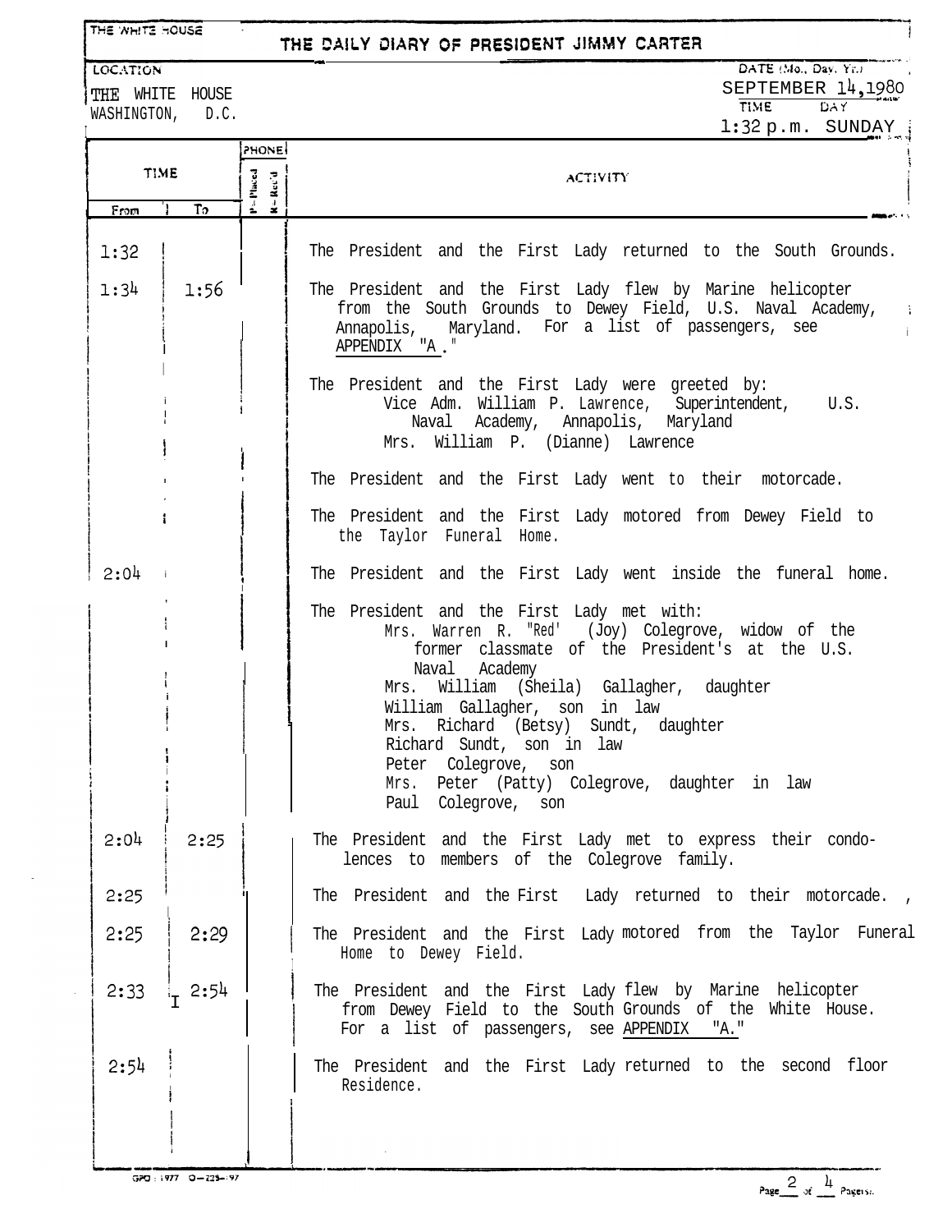THE WHITE HOUSE

# THE DAILY DIARY OF PRESIDENT JIMMY CARTER

| LOCATION | DATE (Mo., Day, Yr.) |
|---|---|
| THE WHITE HOUSE<br>WASHINGTON, D.C. | SEPTEMBER 14, 1980 |
| | TIME: 1:32 p.m. DAY: SUNDAY |

| TIME From | TIME To | PHONE P=Placed | PHONE R=Rec'd | ACTIVITY |
|---|---|---|---|---|
| 1:32 | | | | The President and the First Lady returned to the South Grounds. |
| 1:34 | 1:56 | | | The President and the First Lady flew by Marine helicopter from the South Grounds to Dewey Field, U.S. Naval Academy, Annapolis, Maryland. For a list of passengers, see APPENDIX "A." |
| | | | | The President and the First Lady were greeted by:<br>Vice Adm. William P. Lawrence, Superintendent, U.S. Naval Academy, Annapolis, Maryland<br>Mrs. William P. (Dianne) Lawrence |
| | | | | The President and the First Lady went to their motorcade. |
| | | | | The President and the First Lady motored from Dewey Field to the Taylor Funeral Home. |
| 2:04 | | | | The President and the First Lady went inside the funeral home. |
| | | | | The President and the First Lady met with:<br>Mrs. Warren R. "Red" (Joy) Colegrove, widow of the former classmate of the President's at the U.S. Naval Academy<br>Mrs. William (Sheila) Gallagher, daughter<br>William Gallagher, son in law<br>Mrs. Richard (Betsy) Sundt, daughter<br>Richard Sundt, son in law<br>Peter Colegrove, son<br>Mrs. Peter (Patty) Colegrove, daughter in law<br>Paul Colegrove, son |
| 2:04 | 2:25 | | | The President and the First Lady met to express their condolences to members of the Colegrove family. |
| 2:25 | | | | The President and the First Lady returned to their motorcade. |
| 2:25 | 2:29 | | | The President and the First Lady motored from the Taylor Funeral Home to Dewey Field. |
| 2:33 | 2:54 | | | The President and the First Lady flew by Marine helicopter from Dewey Field to the South Grounds of the White House. For a list of passengers, see APPENDIX "A." |
| 2:54 | | | | The President and the First Lady returned to the second floor Residence. |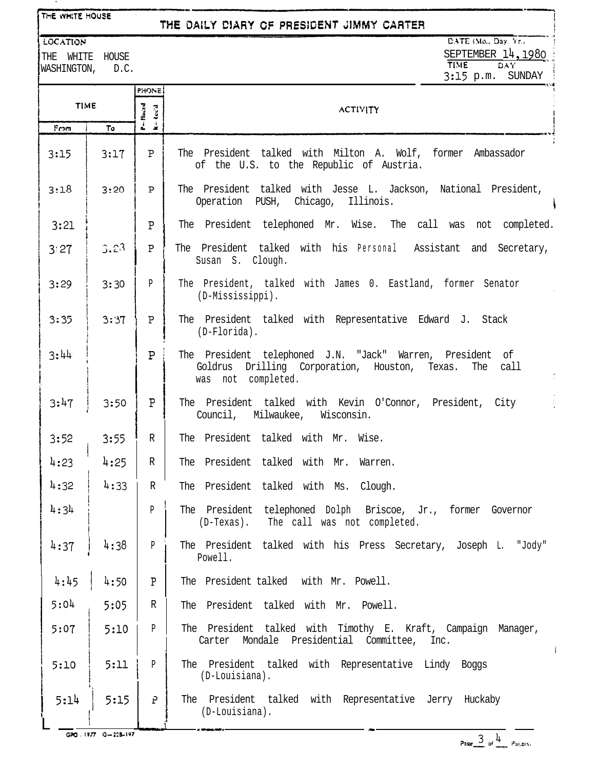THE WHITE HOUSE

# THE DAILY DIARY OF PRESIDENT JIMMY CARTER

| LOCATION | DATE (Mo., Day, Yr.) |
|---|---|
| THE WHITE HOUSE<br>WASHINGTON, D.C. | SEPTEMBER 14, 1980 |
| | TIME: 3:15 p.m. DAY: SUNDAY |

| TIME From | TIME To | PHONE (P=Placed, R=Rec'd) | ACTIVITY |
|---|---|---|---|
| 3:15 | 3:17 | P | The President talked with Milton A. Wolf, former Ambassador of the U.S. to the Republic of Austria. |
| 3:18 | 3:20 | P | The President talked with Jesse L. Jackson, National President, Operation PUSH, Chicago, Illinois. |
| 3:21 | | P | The President telephoned Mr. Wise. The call was not completed. |
| 3:27 | 3:28 | P | The President talked with his Personal Assistant and Secretary, Susan S. Clough. |
| 3:29 | 3:30 | P | The President, talked with James O. Eastland, former Senator (D-Mississippi). |
| 3:35 | 3:37 | P | The President talked with Representative Edward J. Stack (D-Florida). |
| 3:44 | | P | The President telephoned J.N. "Jack" Warren, President of Goldrus Drilling Corporation, Houston, Texas. The call was not completed. |
| 3:47 | 3:50 | P | The President talked with Kevin O'Connor, President, City Council, Milwaukee, Wisconsin. |
| 3:52 | 3:55 | R | The President talked with Mr. Wise. |
| 4:23 | 4:25 | R | The President talked with Mr. Warren. |
| 4:32 | 4:33 | R | The President talked with Ms. Clough. |
| 4:34 | | P | The President telephoned Dolph Briscoe, Jr., former Governor (D-Texas). The call was not completed. |
| 4:37 | 4:38 | P | The President talked with his Press Secretary, Joseph L. "Jody" Powell. |
| 4:45 | 4:50 | P | The President talked with Mr. Powell. |
| 5:04 | 5:05 | R | The President talked with Mr. Powell. |
| 5:07 | 5:10 | P | The President talked with Timothy E. Kraft, Campaign Manager, Carter Mondale Presidential Committee, Inc. |
| 5:10 | 5:11 | P | The President talked with Representative Lindy Boggs (D-Louisiana). |
| 5:14 | 5:15 | P | The President talked with Representative Jerry Huckaby (D-Louisiana). |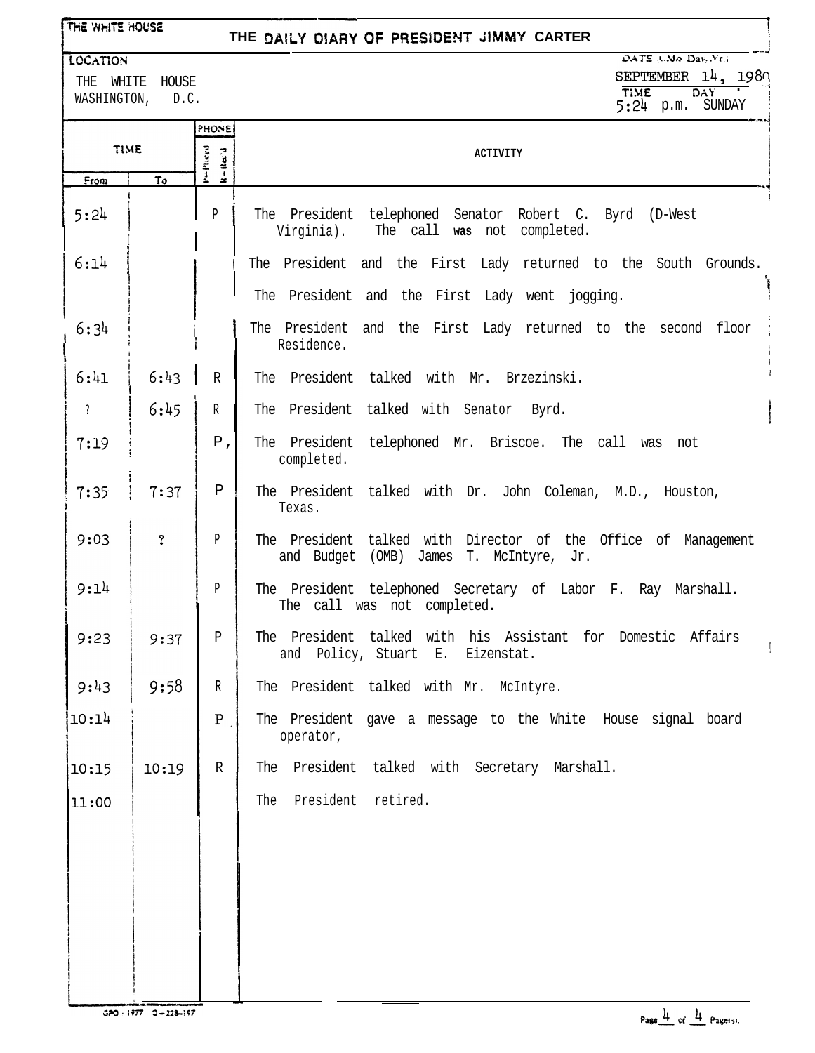THE WHITE HOUSE

# THE DAILY DIARY OF PRESIDENT JIMMY CARTER

LOCATION
THE WHITE HOUSE
WASHINGTON, D.C.

DATE (Mo., Day, Yr.)
SEPTEMBER 14, 1980
TIME DAY
5:24 p.m. SUNDAY

| TIME From | TIME To | PHONE P=Placed R=Rec'd | ACTIVITY |
|---|---|---|---|
| 5:24 | | P | The President telephoned Senator Robert C. Byrd (D-West Virginia). The call was not completed. |
| 6:14 | | | The President and the First Lady returned to the South Grounds. |
| | | | The President and the First Lady went jogging. |
| 6:34 | | | The President and the First Lady returned to the second floor Residence. |
| 6:41 | 6:43 | R | The President talked with Mr. Brzezinski. |
| ? | 6:45 | R | The President talked with Senator Byrd. |
| 7:19 | | P | The President telephoned Mr. Briscoe. The call was not completed. |
| 7:35 | 7:37 | P | The President talked with Dr. John Coleman, M.D., Houston, Texas. |
| 9:03 | ? | P | The President talked with Director of the Office of Management and Budget (OMB) James T. McIntyre, Jr. |
| 9:14 | | P | The President telephoned Secretary of Labor F. Ray Marshall. The call was not completed. |
| 9:23 | 9:37 | P | The President talked with his Assistant for Domestic Affairs and Policy, Stuart E. Eizenstat. |
| 9:43 | 9:58 | R | The President talked with Mr. McIntyre. |
| 10:14 | | P | The President gave a message to the White House signal board operator, |
| 10:15 | 10:19 | R | The President talked with Secretary Marshall. |
| 11:00 | | | The President retired. |

GPO : 1977 O-228-197